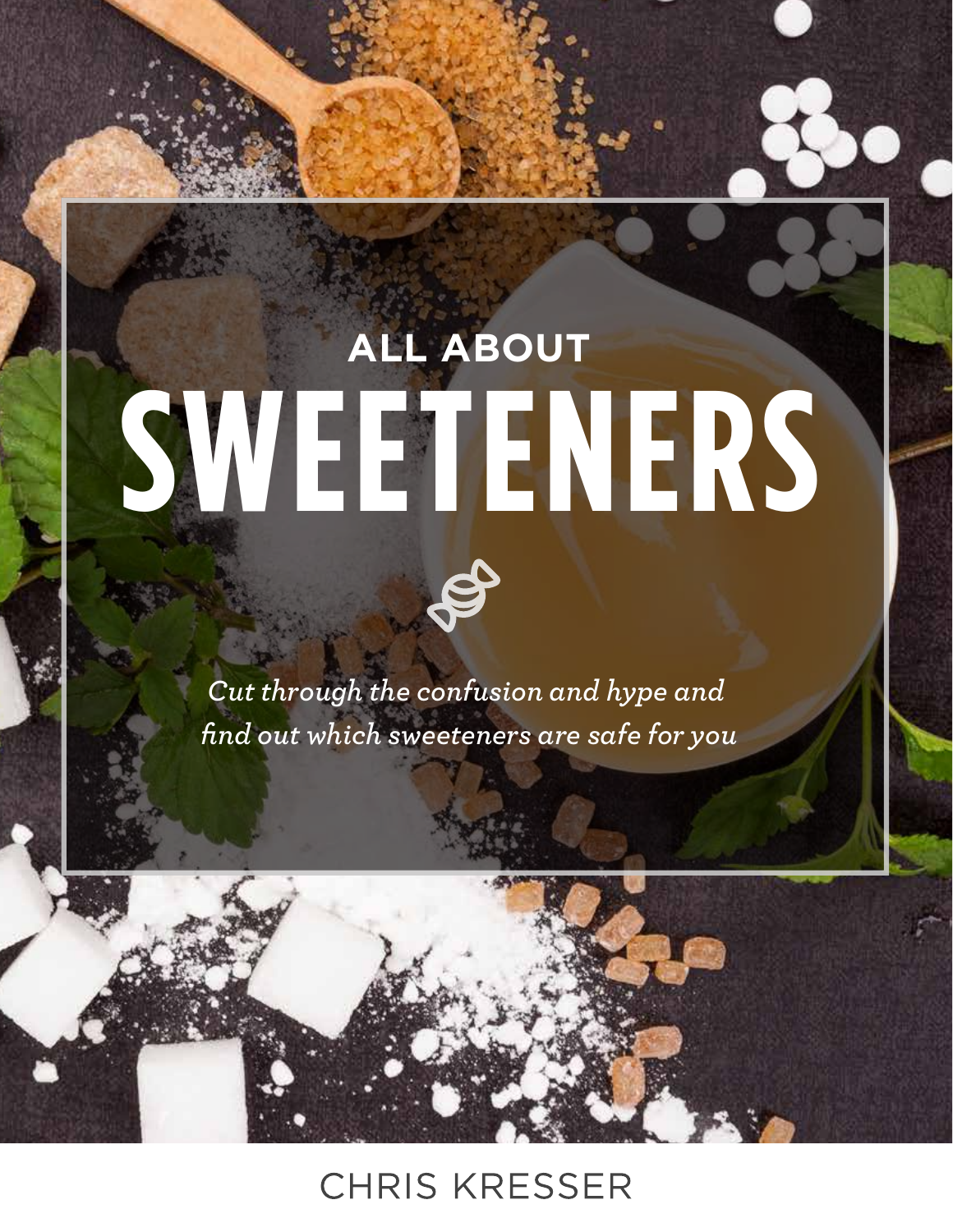# ALL ABOUT SWEETENERS

*Cut through the confusion and hype and find out which sweeteners are safe for you*

CHRIS KRESSER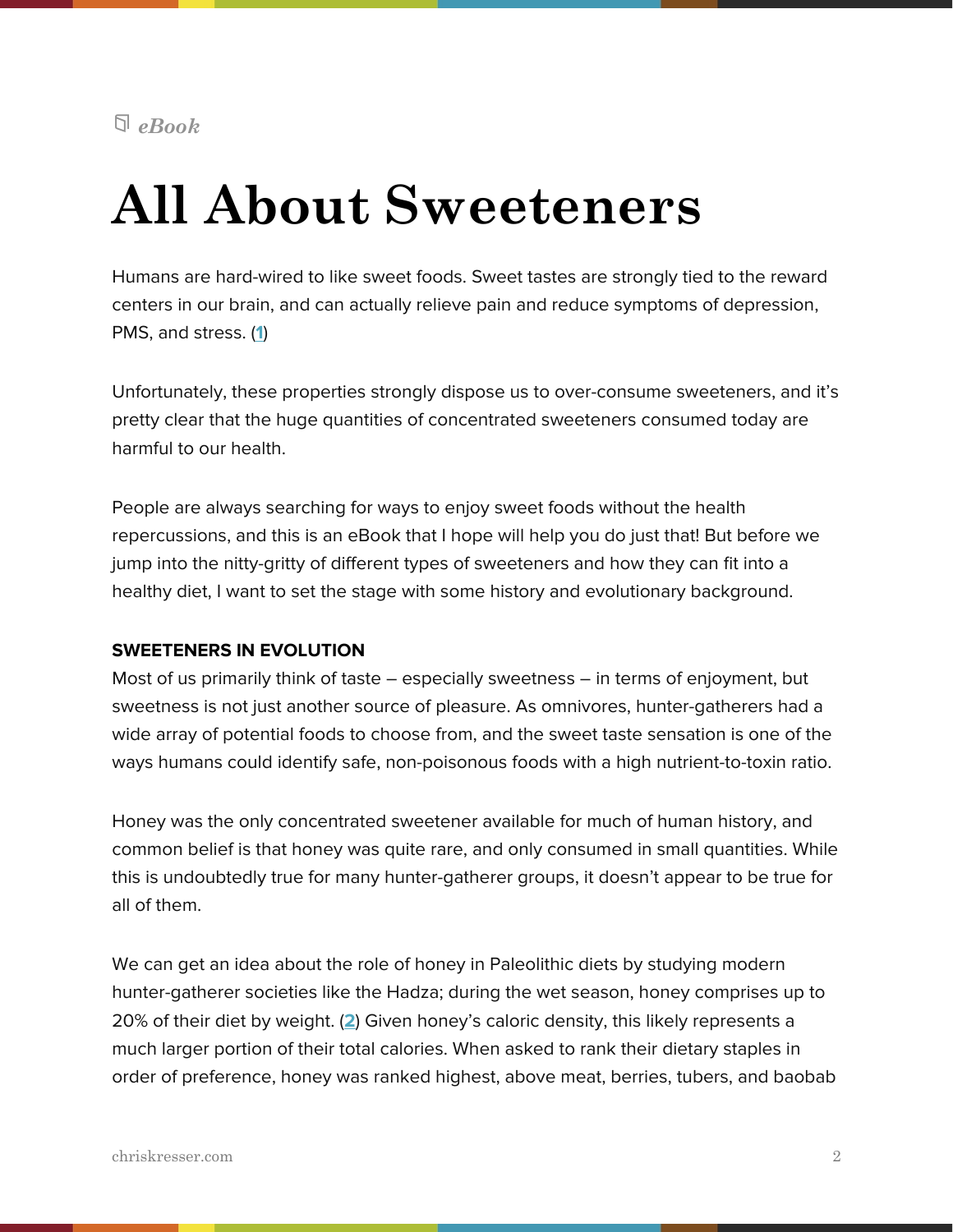*eBook*

# All About Sweeteners

Humans are hard-wired to like sweet foods. Sweet tastes are strongly tied to the reward centers in our brain, and can actually relieve pain and reduce symptoms of depression, PMS, and stress. (1)

Unfortunately, these properties strongly dispose us to over-consume sweeteners, and it's pretty clear that the huge quantities of concentrated sweeteners consumed today are harmful to our health.

People are always searching for ways to enjoy sweet foods without the health repercussions, and this is an eBook that I hope will help you do just that! But before we jump into the nitty-gritty of different types of sweeteners and how they can fit into a healthy diet, I want to set the stage with some history and evolutionary background.

**SWEETENERS IN EVOLUTION**

Most of us primarily think of taste – especially sweetness – in terms of enjoyment, but sweetness is not just another source of pleasure. As omnivores, hunter-gatherers had a wide array of potential foods to choose from, and the sweet taste sensation is one of the ways humans could identify safe, non-poisonous foods with a high nutrient-to-toxin ratio.

Honey was the only concentrated sweetener available for much of human history, and common belief is that honey was quite rare, and only consumed in small quantities. While this is undoubtedly true for many hunter-gatherer groups, it doesn't appear to be true for all of them.

We can get an idea about the role of honey in Paleolithic diets by studying modern hunter-gatherer societies like the Hadza; during the wet season, honey comprises up to 20% of their diet by weight. (2) Given honey's caloric density, this likely represents a much larger portion of their total calories. When asked to rank their dietary staples in order of preference, honey was ranked highest, above meat, berries, tubers, and baobab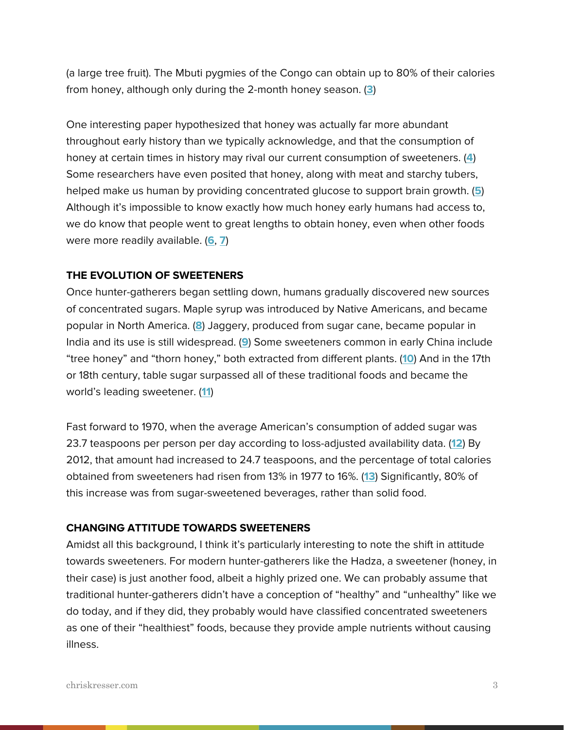(a large tree fruit). The Mbuti pygmies of the Congo can obtain up to 80% of their calories from honey, although only during the 2-month honey season. ([3])

One interesting paper hypothesized that honey was actually far more abundant throughout early history than we typically acknowledge, and that the consumption of honey at certain times in history may rival our current consumption of sweeteners. ([4]) Some researchers have even posited that honey, along with meat and starchy tubers, helped make us human by providing concentrated glucose to support brain growth. ([5]) Although it's impossible to know exactly how much honey early humans had access to, we do know that people went to great lengths to obtain honey, even when other foods were more readily available. ([6], [7])

### THE EVOLUTION OF SWEETENERS

Once hunter-gatherers began settling down, humans gradually discovered new sources of concentrated sugars. Maple syrup was introduced by Native Americans, and became popular in North America. ([8]) Jaggery, produced from sugar cane, became popular in India and its use is still widespread. ([9]) Some sweeteners common in early China include "tree honey" and "thorn honey," both extracted from different plants. ([10]) And in the 17th or 18th century, table sugar surpassed all of these traditional foods and became the world's leading sweetener. ([11])

Fast forward to 1970, when the average American's consumption of added sugar was 23.7 teaspoons per person per day according to loss-adjusted availability data. ([12]) By 2012, that amount had increased to 24.7 teaspoons, and the percentage of total calories obtained from sweeteners had risen from 13% in 1977 to 16%. ([13]) Significantly, 80% of this increase was from sugar-sweetened beverages, rather than solid food.

### CHANGING ATTITUDE TOWARDS SWEETENERS

Amidst all this background, I think it's particularly interesting to note the shift in attitude towards sweeteners. For modern hunter-gatherers like the Hadza, a sweetener (honey, in their case) is just another food, albeit a highly prized one. We can probably assume that traditional hunter-gatherers didn't have a conception of "healthy" and "unhealthy" like we do today, and if they did, they probably would have classified concentrated sweeteners as one of their "healthiest" foods, because they provide ample nutrients without causing illness.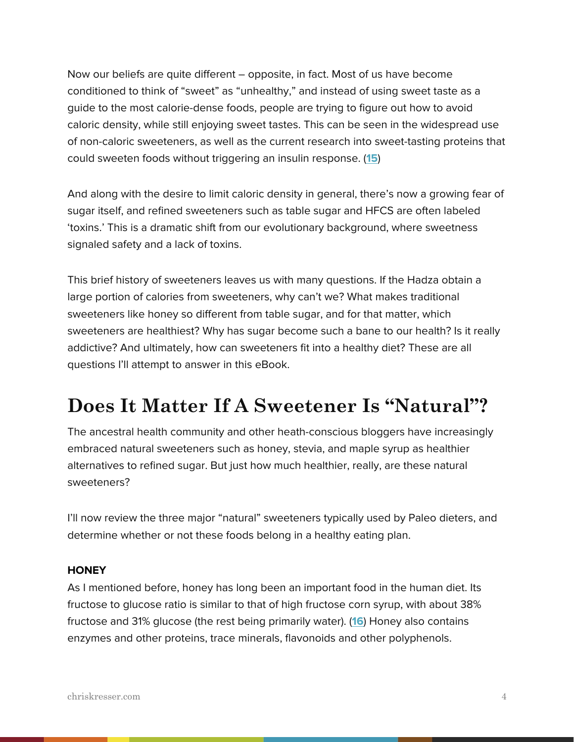Now our beliefs are quite different – opposite, in fact. Most of us have become conditioned to think of "sweet" as "unhealthy," and instead of using sweet taste as a guide to the most calorie-dense foods, people are trying to figure out how to avoid caloric density, while still enjoying sweet tastes. This can be seen in the widespread use of non-caloric sweeteners, as well as the current research into sweet-tasting proteins that could sweeten foods without triggering an insulin response. (**15**)

And along with the desire to limit caloric density in general, there's now a growing fear of sugar itself, and refined sweeteners such as table sugar and HFCS are often labeled 'toxins.' This is a dramatic shift from our evolutionary background, where sweetness signaled safety and a lack of toxins.

This brief history of sweeteners leaves us with many questions. If the Hadza obtain a large portion of calories from sweeteners, why can't we? What makes traditional sweeteners like honey so different from table sugar, and for that matter, which sweeteners are healthiest? Why has sugar become such a bane to our health? Is it really addictive? And ultimately, how can sweeteners fit into a healthy diet? These are all questions I'll attempt to answer in this eBook.

## Does It Matter If A Sweetener Is "Natural"?

The ancestral health community and other heath-conscious bloggers have increasingly embraced natural sweeteners such as honey, stevia, and maple syrup as healthier alternatives to refined sugar. But just how much healthier, really, are these natural sweeteners?

I'll now review the three major "natural" sweeteners typically used by Paleo dieters, and determine whether or not these foods belong in a healthy eating plan.

### HONEY

As I mentioned before, honey has long been an important food in the human diet. Its fructose to glucose ratio is similar to that of high fructose corn syrup, with about 38% fructose and 31% glucose (the rest being primarily water). (**16**) Honey also contains enzymes and other proteins, trace minerals, flavonoids and other polyphenols.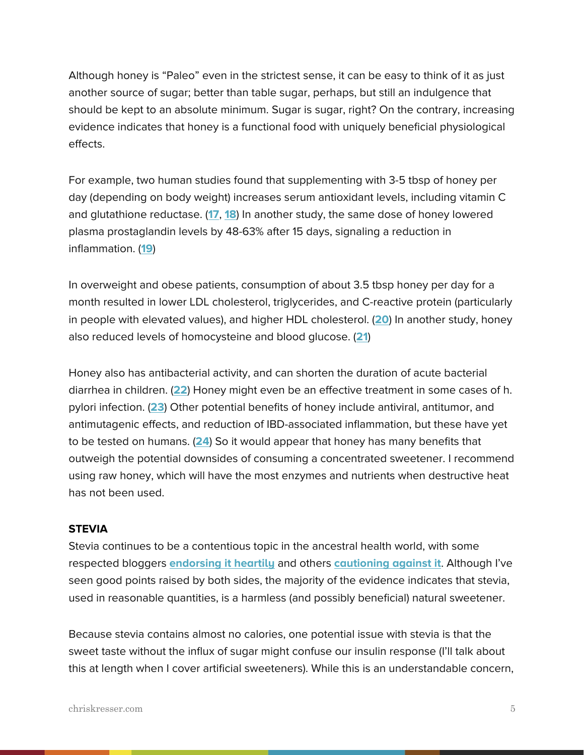Although honey is "Paleo" even in the strictest sense, it can be easy to think of it as just another source of sugar; better than table sugar, perhaps, but still an indulgence that should be kept to an absolute minimum. Sugar is sugar, right? On the contrary, increasing evidence indicates that honey is a functional food with uniquely beneficial physiological effects.

For example, two human studies found that supplementing with 3-5 tbsp of honey per day (depending on body weight) increases serum antioxidant levels, including vitamin C and glutathione reductase. (**17**, **18**) In another study, the same dose of honey lowered plasma prostaglandin levels by 48-63% after 15 days, signaling a reduction in inflammation. (**19**)

In overweight and obese patients, consumption of about 3.5 tbsp honey per day for a month resulted in lower LDL cholesterol, triglycerides, and C-reactive protein (particularly in people with elevated values), and higher HDL cholesterol. (**20**) In another study, honey also reduced levels of homocysteine and blood glucose. (**21**)

Honey also has antibacterial activity, and can shorten the duration of acute bacterial diarrhea in children. (**22**) Honey might even be an effective treatment in some cases of h. pylori infection. (**23**) Other potential benefits of honey include antiviral, antitumor, and antimutagenic effects, and reduction of IBD-associated inflammation, but these have yet to be tested on humans. (**24**) So it would appear that honey has many benefits that outweigh the potential downsides of consuming a concentrated sweetener. I recommend using raw honey, which will have the most enzymes and nutrients when destructive heat has not been used.

**STEVIA**

Stevia continues to be a contentious topic in the ancestral health world, with some respected bloggers **endorsing it heartily** and others **cautioning against it**. Although I've seen good points raised by both sides, the majority of the evidence indicates that stevia, used in reasonable quantities, is a harmless (and possibly beneficial) natural sweetener.

Because stevia contains almost no calories, one potential issue with stevia is that the sweet taste without the influx of sugar might confuse our insulin response (I'll talk about this at length when I cover artificial sweeteners). While this is an understandable concern,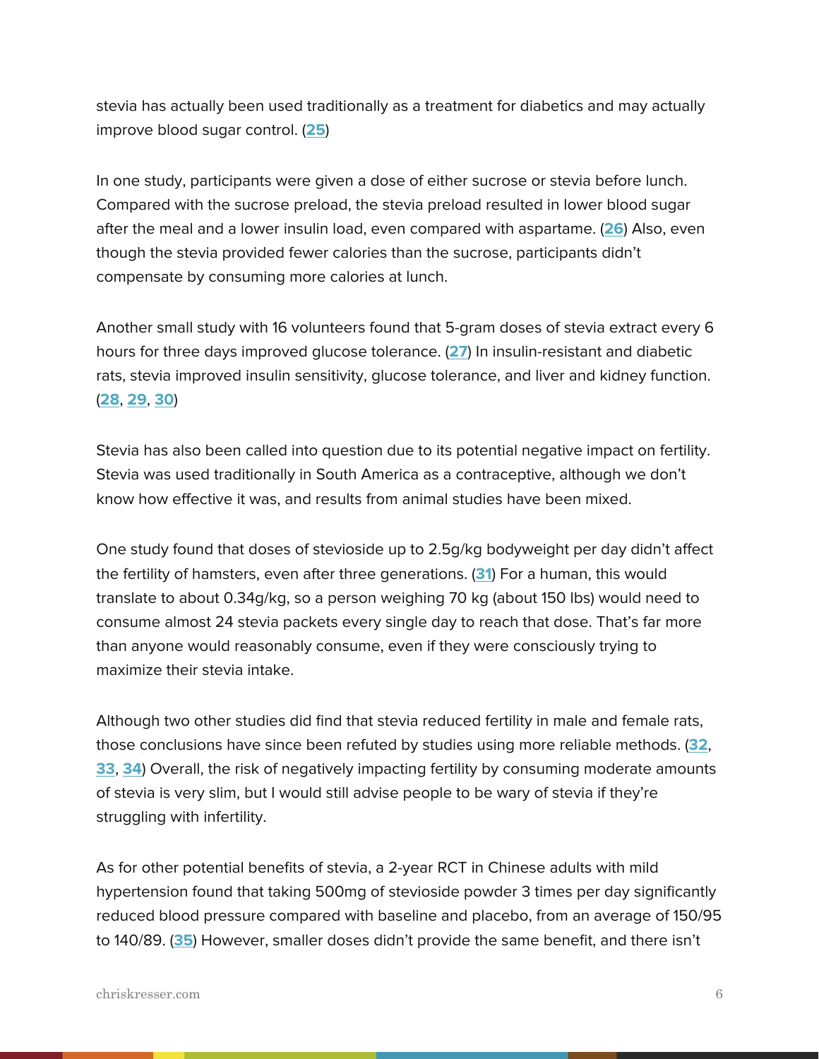stevia has actually been used traditionally as a treatment for diabetics and may actually improve blood sugar control. ([25])

In one study, participants were given a dose of either sucrose or stevia before lunch. Compared with the sucrose preload, the stevia preload resulted in lower blood sugar after the meal and a lower insulin load, even compared with aspartame. ([26]) Also, even though the stevia provided fewer calories than the sucrose, participants didn't compensate by consuming more calories at lunch.

Another small study with 16 volunteers found that 5-gram doses of stevia extract every 6 hours for three days improved glucose tolerance. ([27]) In insulin-resistant and diabetic rats, stevia improved insulin sensitivity, glucose tolerance, and liver and kidney function. ([28], [29], [30])

Stevia has also been called into question due to its potential negative impact on fertility. Stevia was used traditionally in South America as a contraceptive, although we don't know how effective it was, and results from animal studies have been mixed.

One study found that doses of stevioside up to 2.5g/kg bodyweight per day didn't affect the fertility of hamsters, even after three generations. ([31]) For a human, this would translate to about 0.34g/kg, so a person weighing 70 kg (about 150 lbs) would need to consume almost 24 stevia packets every single day to reach that dose. That's far more than anyone would reasonably consume, even if they were consciously trying to maximize their stevia intake.

Although two other studies did find that stevia reduced fertility in male and female rats, those conclusions have since been refuted by studies using more reliable methods. ([32], [33], [34]) Overall, the risk of negatively impacting fertility by consuming moderate amounts of stevia is very slim, but I would still advise people to be wary of stevia if they're struggling with infertility.

As for other potential benefits of stevia, a 2-year RCT in Chinese adults with mild hypertension found that taking 500mg of stevioside powder 3 times per day significantly reduced blood pressure compared with baseline and placebo, from an average of 150/95 to 140/89. ([35]) However, smaller doses didn't provide the same benefit, and there isn't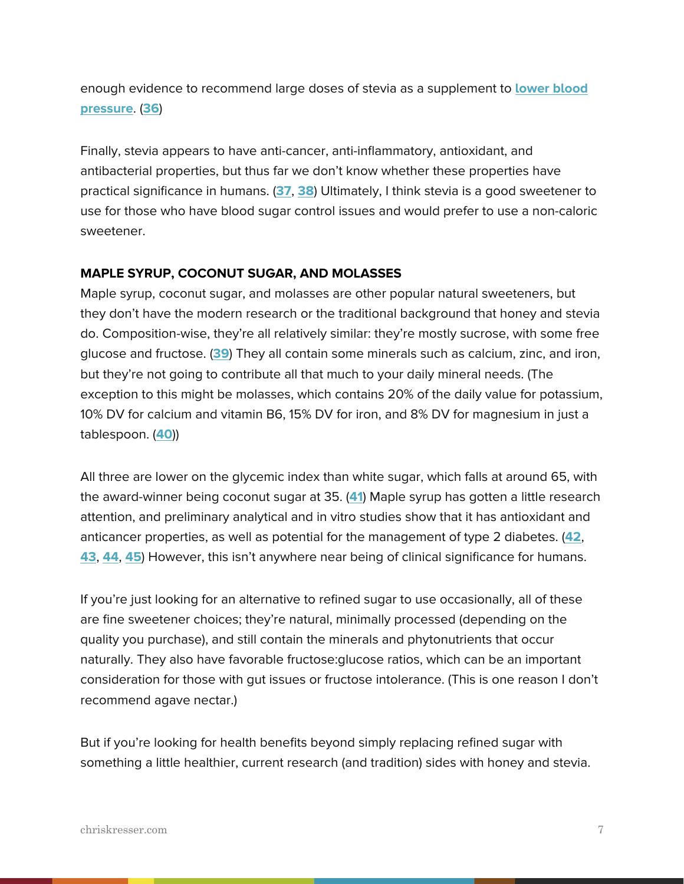enough evidence to recommend large doses of stevia as a supplement to **lower blood pressure**. (**36**)

Finally, stevia appears to have anti-cancer, anti-inflammatory, antioxidant, and antibacterial properties, but thus far we don't know whether these properties have practical significance in humans. (**37**, **38**) Ultimately, I think stevia is a good sweetener to use for those who have blood sugar control issues and would prefer to use a non-caloric sweetener.

### MAPLE SYRUP, COCONUT SUGAR, AND MOLASSES

Maple syrup, coconut sugar, and molasses are other popular natural sweeteners, but they don't have the modern research or the traditional background that honey and stevia do. Composition-wise, they're all relatively similar: they're mostly sucrose, with some free glucose and fructose. (**39**) They all contain some minerals such as calcium, zinc, and iron, but they're not going to contribute all that much to your daily mineral needs. (The exception to this might be molasses, which contains 20% of the daily value for potassium, 10% DV for calcium and vitamin B6, 15% DV for iron, and 8% DV for magnesium in just a tablespoon. (**40**))

All three are lower on the glycemic index than white sugar, which falls at around 65, with the award-winner being coconut sugar at 35. (**41**) Maple syrup has gotten a little research attention, and preliminary analytical and in vitro studies show that it has antioxidant and anticancer properties, as well as potential for the management of type 2 diabetes. (**42**, **43**, **44**, **45**) However, this isn't anywhere near being of clinical significance for humans.

If you're just looking for an alternative to refined sugar to use occasionally, all of these are fine sweetener choices; they're natural, minimally processed (depending on the quality you purchase), and still contain the minerals and phytonutrients that occur naturally. They also have favorable fructose:glucose ratios, which can be an important consideration for those with gut issues or fructose intolerance. (This is one reason I don't recommend agave nectar.)

But if you're looking for health benefits beyond simply replacing refined sugar with something a little healthier, current research (and tradition) sides with honey and stevia.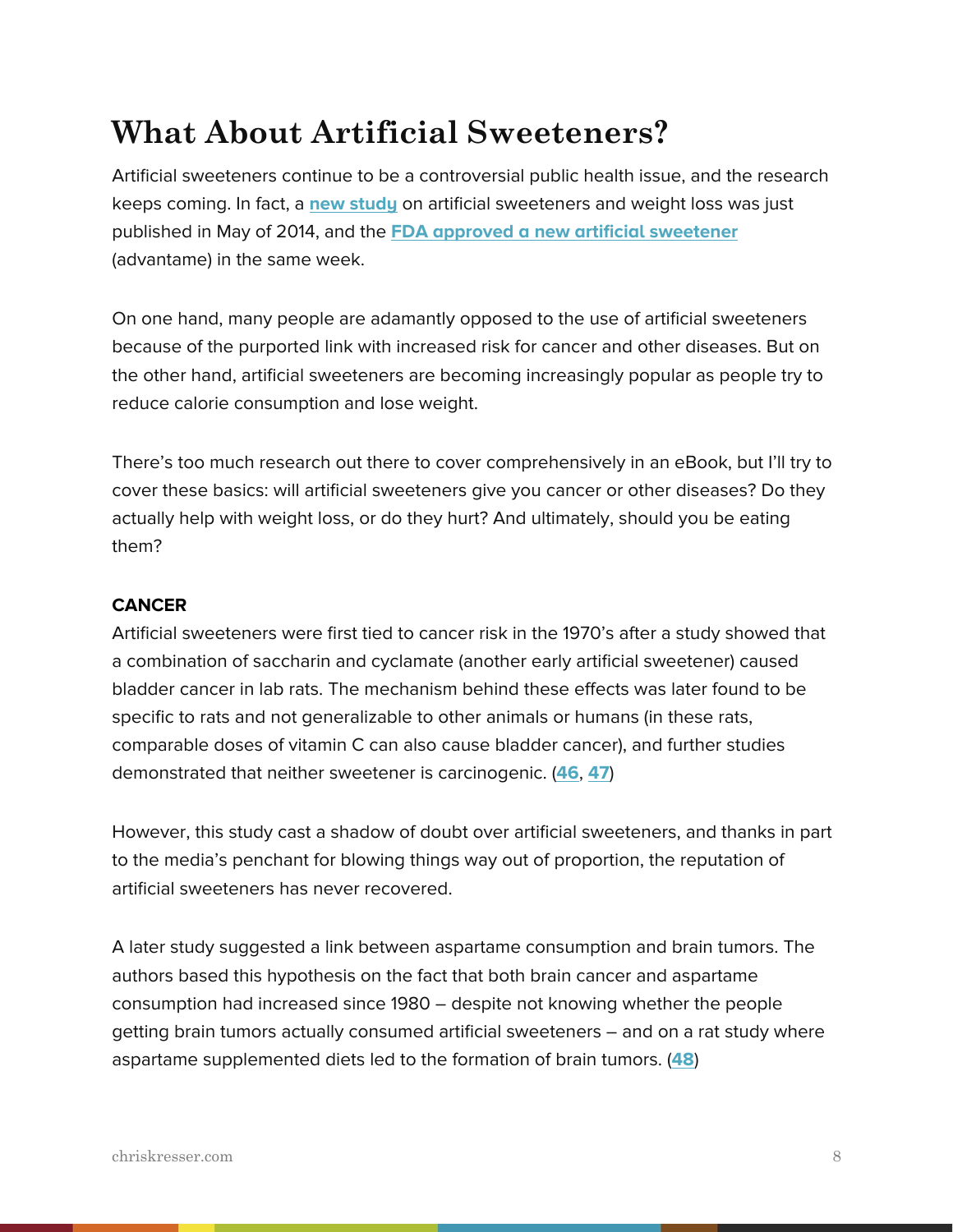## What About Artificial Sweeteners?

Artificial sweeteners continue to be a controversial public health issue, and the research keeps coming. In fact, a **new study** on artificial sweeteners and weight loss was just published in May of 2014, and the **FDA approved a new artificial sweetener** (advantame) in the same week.

On one hand, many people are adamantly opposed to the use of artificial sweeteners because of the purported link with increased risk for cancer and other diseases. But on the other hand, artificial sweeteners are becoming increasingly popular as people try to reduce calorie consumption and lose weight.

There's too much research out there to cover comprehensively in an eBook, but I'll try to cover these basics: will artificial sweeteners give you cancer or other diseases? Do they actually help with weight loss, or do they hurt? And ultimately, should you be eating them?

**CANCER**

Artificial sweeteners were first tied to cancer risk in the 1970's after a study showed that a combination of saccharin and cyclamate (another early artificial sweetener) caused bladder cancer in lab rats. The mechanism behind these effects was later found to be specific to rats and not generalizable to other animals or humans (in these rats, comparable doses of vitamin C can also cause bladder cancer), and further studies demonstrated that neither sweetener is carcinogenic. (**46**, **47**)

However, this study cast a shadow of doubt over artificial sweeteners, and thanks in part to the media's penchant for blowing things way out of proportion, the reputation of artificial sweeteners has never recovered.

A later study suggested a link between aspartame consumption and brain tumors. The authors based this hypothesis on the fact that both brain cancer and aspartame consumption had increased since 1980 – despite not knowing whether the people getting brain tumors actually consumed artificial sweeteners – and on a rat study where aspartame supplemented diets led to the formation of brain tumors. (**48**)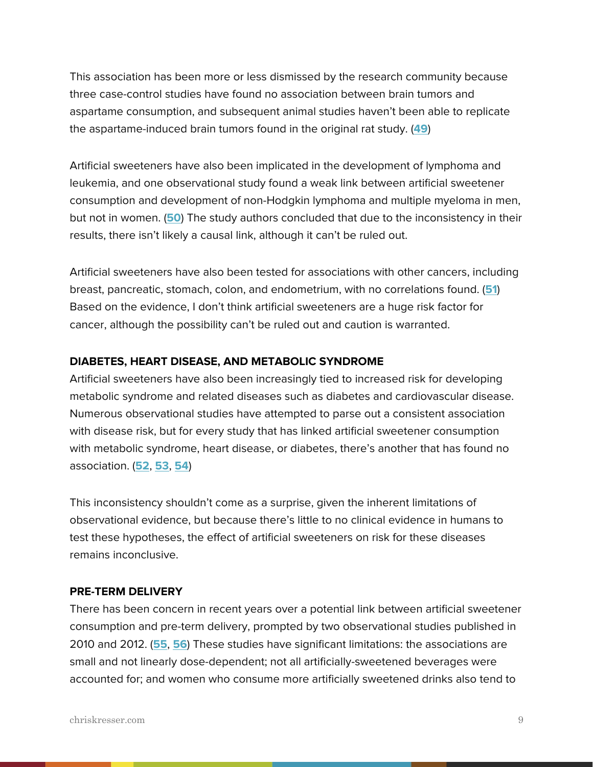This association has been more or less dismissed by the research community because three case-control studies have found no association between brain tumors and aspartame consumption, and subsequent animal studies haven't been able to replicate the aspartame-induced brain tumors found in the original rat study. (**49**)

Artificial sweeteners have also been implicated in the development of lymphoma and leukemia, and one observational study found a weak link between artificial sweetener consumption and development of non-Hodgkin lymphoma and multiple myeloma in men, but not in women. (**50**) The study authors concluded that due to the inconsistency in their results, there isn't likely a causal link, although it can't be ruled out.

Artificial sweeteners have also been tested for associations with other cancers, including breast, pancreatic, stomach, colon, and endometrium, with no correlations found. (**51**) Based on the evidence, I don't think artificial sweeteners are a huge risk factor for cancer, although the possibility can't be ruled out and caution is warranted.

### DIABETES, HEART DISEASE, AND METABOLIC SYNDROME

Artificial sweeteners have also been increasingly tied to increased risk for developing metabolic syndrome and related diseases such as diabetes and cardiovascular disease. Numerous observational studies have attempted to parse out a consistent association with disease risk, but for every study that has linked artificial sweetener consumption with metabolic syndrome, heart disease, or diabetes, there's another that has found no association. (**52**, **53**, **54**)

This inconsistency shouldn't come as a surprise, given the inherent limitations of observational evidence, but because there's little to no clinical evidence in humans to test these hypotheses, the effect of artificial sweeteners on risk for these diseases remains inconclusive.

### PRE-TERM DELIVERY

There has been concern in recent years over a potential link between artificial sweetener consumption and pre-term delivery, prompted by two observational studies published in 2010 and 2012. (**55**, **56**) These studies have significant limitations: the associations are small and not linearly dose-dependent; not all artificially-sweetened beverages were accounted for; and women who consume more artificially sweetened drinks also tend to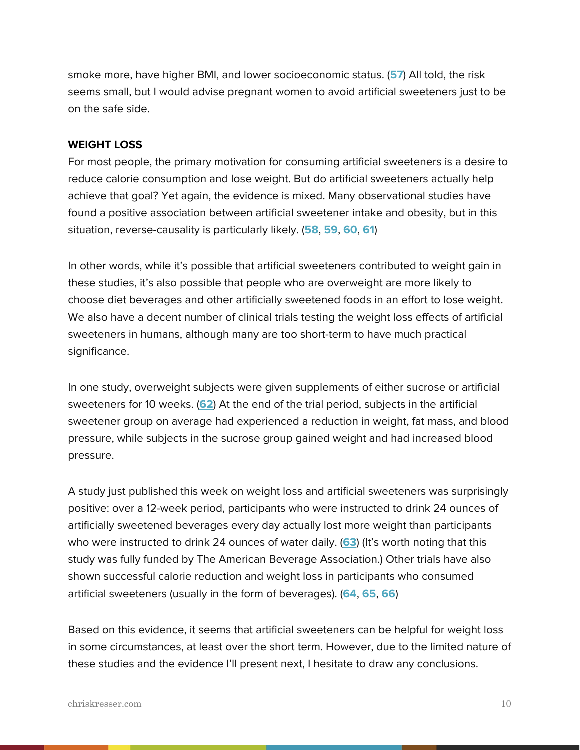smoke more, have higher BMI, and lower socioeconomic status. ([57]) All told, the risk seems small, but I would advise pregnant women to avoid artificial sweeteners just to be on the safe side.

**WEIGHT LOSS**

For most people, the primary motivation for consuming artificial sweeteners is a desire to reduce calorie consumption and lose weight. But do artificial sweeteners actually help achieve that goal? Yet again, the evidence is mixed. Many observational studies have found a positive association between artificial sweetener intake and obesity, but in this situation, reverse-causality is particularly likely. ([58], [59], [60], [61])

In other words, while it's possible that artificial sweeteners contributed to weight gain in these studies, it's also possible that people who are overweight are more likely to choose diet beverages and other artificially sweetened foods in an effort to lose weight. We also have a decent number of clinical trials testing the weight loss effects of artificial sweeteners in humans, although many are too short-term to have much practical significance.

In one study, overweight subjects were given supplements of either sucrose or artificial sweeteners for 10 weeks. ([62]) At the end of the trial period, subjects in the artificial sweetener group on average had experienced a reduction in weight, fat mass, and blood pressure, while subjects in the sucrose group gained weight and had increased blood pressure.

A study just published this week on weight loss and artificial sweeteners was surprisingly positive: over a 12-week period, participants who were instructed to drink 24 ounces of artificially sweetened beverages every day actually lost more weight than participants who were instructed to drink 24 ounces of water daily. ([63]) (It's worth noting that this study was fully funded by The American Beverage Association.) Other trials have also shown successful calorie reduction and weight loss in participants who consumed artificial sweeteners (usually in the form of beverages). ([64], [65], [66])

Based on this evidence, it seems that artificial sweeteners can be helpful for weight loss in some circumstances, at least over the short term. However, due to the limited nature of these studies and the evidence I'll present next, I hesitate to draw any conclusions.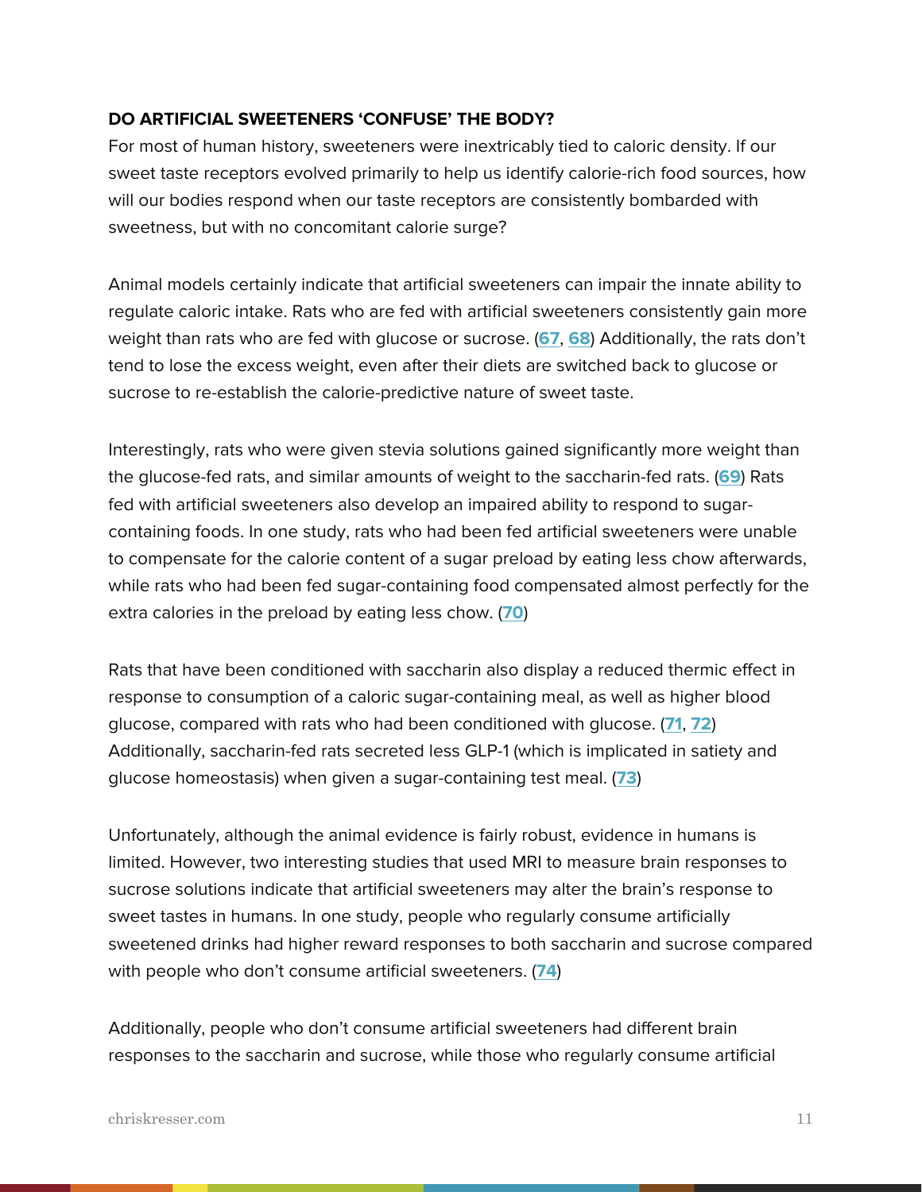### DO ARTIFICIAL SWEETENERS 'CONFUSE' THE BODY?

For most of human history, sweeteners were inextricably tied to caloric density. If our sweet taste receptors evolved primarily to help us identify calorie-rich food sources, how will our bodies respond when our taste receptors are consistently bombarded with sweetness, but with no concomitant calorie surge?

Animal models certainly indicate that artificial sweeteners can impair the innate ability to regulate caloric intake. Rats who are fed with artificial sweeteners consistently gain more weight than rats who are fed with glucose or sucrose. (67, 68) Additionally, the rats don't tend to lose the excess weight, even after their diets are switched back to glucose or sucrose to re-establish the calorie-predictive nature of sweet taste.

Interestingly, rats who were given stevia solutions gained significantly more weight than the glucose-fed rats, and similar amounts of weight to the saccharin-fed rats. (69) Rats fed with artificial sweeteners also develop an impaired ability to respond to sugar-containing foods. In one study, rats who had been fed artificial sweeteners were unable to compensate for the calorie content of a sugar preload by eating less chow afterwards, while rats who had been fed sugar-containing food compensated almost perfectly for the extra calories in the preload by eating less chow. (70)

Rats that have been conditioned with saccharin also display a reduced thermic effect in response to consumption of a caloric sugar-containing meal, as well as higher blood glucose, compared with rats who had been conditioned with glucose. (71, 72) Additionally, saccharin-fed rats secreted less GLP-1 (which is implicated in satiety and glucose homeostasis) when given a sugar-containing test meal. (73)

Unfortunately, although the animal evidence is fairly robust, evidence in humans is limited. However, two interesting studies that used MRI to measure brain responses to sucrose solutions indicate that artificial sweeteners may alter the brain's response to sweet tastes in humans. In one study, people who regularly consume artificially sweetened drinks had higher reward responses to both saccharin and sucrose compared with people who don't consume artificial sweeteners. (74)

Additionally, people who don't consume artificial sweeteners had different brain responses to the saccharin and sucrose, while those who regularly consume artificial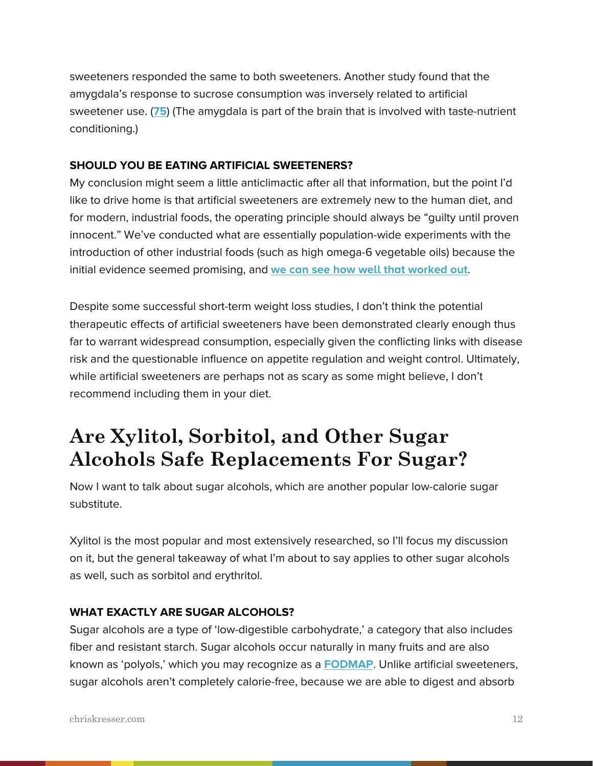sweeteners responded the same to both sweeteners. Another study found that the amygdala's response to sucrose consumption was inversely related to artificial sweetener use. ([75](#)) (The amygdala is part of the brain that is involved with taste-nutrient conditioning.)

### SHOULD YOU BE EATING ARTIFICIAL SWEETENERS?

My conclusion might seem a little anticlimactic after all that information, but the point I'd like to drive home is that artificial sweeteners are extremely new to the human diet, and for modern, industrial foods, the operating principle should always be "guilty until proven innocent." We've conducted what are essentially population-wide experiments with the introduction of other industrial foods (such as high omega-6 vegetable oils) because the initial evidence seemed promising, and **we can see how well that worked out**.

Despite some successful short-term weight loss studies, I don't think the potential therapeutic effects of artificial sweeteners have been demonstrated clearly enough thus far to warrant widespread consumption, especially given the conflicting links with disease risk and the questionable influence on appetite regulation and weight control. Ultimately, while artificial sweeteners are perhaps not as scary as some might believe, I don't recommend including them in your diet.

## Are Xylitol, Sorbitol, and Other Sugar Alcohols Safe Replacements For Sugar?

Now I want to talk about sugar alcohols, which are another popular low-calorie sugar substitute.

Xylitol is the most popular and most extensively researched, so I'll focus my discussion on it, but the general takeaway of what I'm about to say applies to other sugar alcohols as well, such as sorbitol and erythritol.

### WHAT EXACTLY ARE SUGAR ALCOHOLS?

Sugar alcohols are a type of 'low-digestible carbohydrate,' a category that also includes fiber and resistant starch. Sugar alcohols occur naturally in many fruits and are also known as 'polyols,' which you may recognize as a **FODMAP**. Unlike artificial sweeteners, sugar alcohols aren't completely calorie-free, because we are able to digest and absorb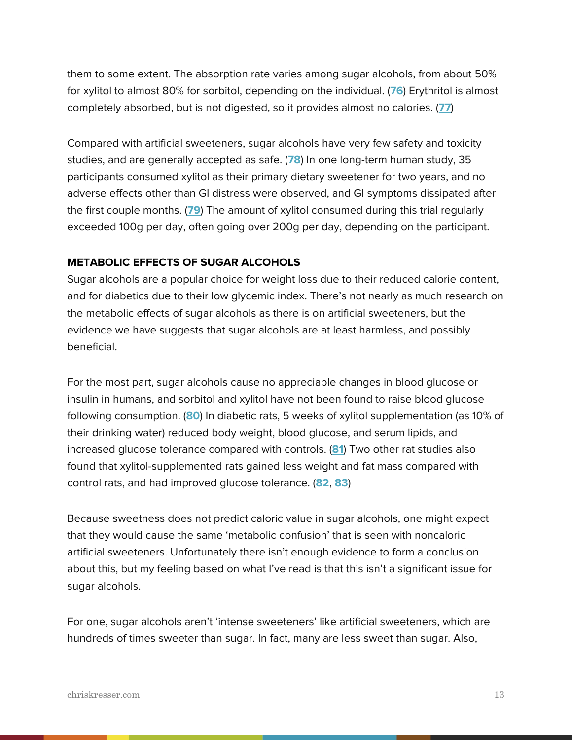them to some extent. The absorption rate varies among sugar alcohols, from about 50% for xylitol to almost 80% for sorbitol, depending on the individual. ([76]) Erythritol is almost completely absorbed, but is not digested, so it provides almost no calories. ([77])

Compared with artificial sweeteners, sugar alcohols have very few safety and toxicity studies, and are generally accepted as safe. ([78]) In one long-term human study, 35 participants consumed xylitol as their primary dietary sweetener for two years, and no adverse effects other than GI distress were observed, and GI symptoms dissipated after the first couple months. ([79]) The amount of xylitol consumed during this trial regularly exceeded 100g per day, often going over 200g per day, depending on the participant.

**METABOLIC EFFECTS OF SUGAR ALCOHOLS**

Sugar alcohols are a popular choice for weight loss due to their reduced calorie content, and for diabetics due to their low glycemic index. There's not nearly as much research on the metabolic effects of sugar alcohols as there is on artificial sweeteners, but the evidence we have suggests that sugar alcohols are at least harmless, and possibly beneficial.

For the most part, sugar alcohols cause no appreciable changes in blood glucose or insulin in humans, and sorbitol and xylitol have not been found to raise blood glucose following consumption. ([80]) In diabetic rats, 5 weeks of xylitol supplementation (as 10% of their drinking water) reduced body weight, blood glucose, and serum lipids, and increased glucose tolerance compared with controls. ([81]) Two other rat studies also found that xylitol-supplemented rats gained less weight and fat mass compared with control rats, and had improved glucose tolerance. ([82], [83])

Because sweetness does not predict caloric value in sugar alcohols, one might expect that they would cause the same 'metabolic confusion' that is seen with noncaloric artificial sweeteners. Unfortunately there isn't enough evidence to form a conclusion about this, but my feeling based on what I've read is that this isn't a significant issue for sugar alcohols.

For one, sugar alcohols aren't 'intense sweeteners' like artificial sweeteners, which are hundreds of times sweeter than sugar. In fact, many are less sweet than sugar. Also,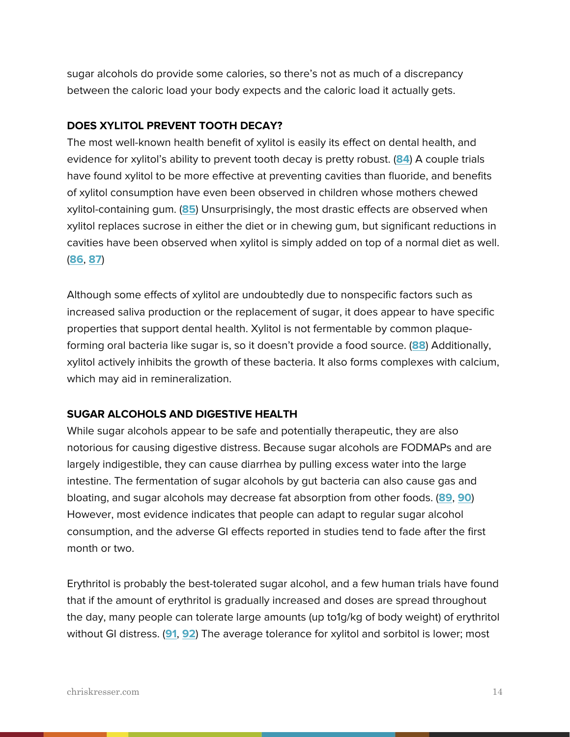sugar alcohols do provide some calories, so there's not as much of a discrepancy between the caloric load your body expects and the caloric load it actually gets.

**DOES XYLITOL PREVENT TOOTH DECAY?**

The most well-known health benefit of xylitol is easily its effect on dental health, and evidence for xylitol's ability to prevent tooth decay is pretty robust. (84) A couple trials have found xylitol to be more effective at preventing cavities than fluoride, and benefits of xylitol consumption have even been observed in children whose mothers chewed xylitol-containing gum. (85) Unsurprisingly, the most drastic effects are observed when xylitol replaces sucrose in either the diet or in chewing gum, but significant reductions in cavities have been observed when xylitol is simply added on top of a normal diet as well. (86, 87)

Although some effects of xylitol are undoubtedly due to nonspecific factors such as increased saliva production or the replacement of sugar, it does appear to have specific properties that support dental health. Xylitol is not fermentable by common plaque-forming oral bacteria like sugar is, so it doesn't provide a food source. (88) Additionally, xylitol actively inhibits the growth of these bacteria. It also forms complexes with calcium, which may aid in remineralization.

**SUGAR ALCOHOLS AND DIGESTIVE HEALTH**

While sugar alcohols appear to be safe and potentially therapeutic, they are also notorious for causing digestive distress. Because sugar alcohols are FODMAPs and are largely indigestible, they can cause diarrhea by pulling excess water into the large intestine. The fermentation of sugar alcohols by gut bacteria can also cause gas and bloating, and sugar alcohols may decrease fat absorption from other foods. (89, 90) However, most evidence indicates that people can adapt to regular sugar alcohol consumption, and the adverse GI effects reported in studies tend to fade after the first month or two.

Erythritol is probably the best-tolerated sugar alcohol, and a few human trials have found that if the amount of erythritol is gradually increased and doses are spread throughout the day, many people can tolerate large amounts (up to1g/kg of body weight) of erythritol without GI distress. (91, 92) The average tolerance for xylitol and sorbitol is lower; most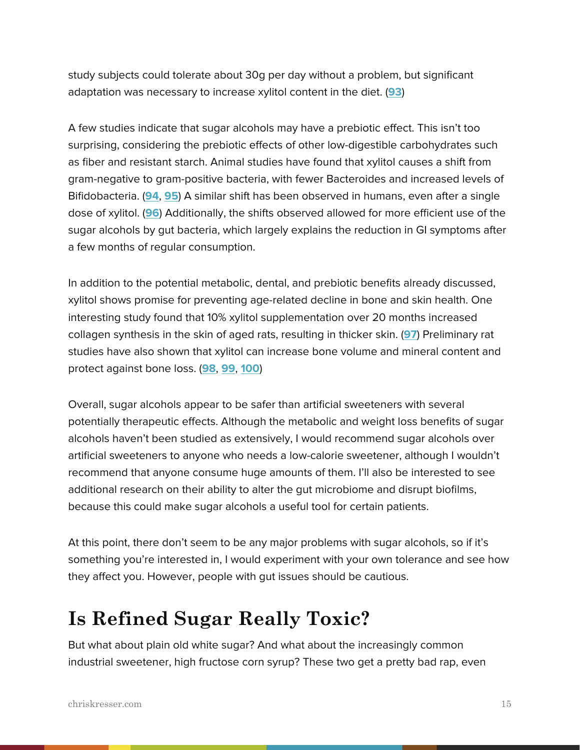study subjects could tolerate about 30g per day without a problem, but significant adaptation was necessary to increase xylitol content in the diet. (**93**)

A few studies indicate that sugar alcohols may have a prebiotic effect. This isn't too surprising, considering the prebiotic effects of other low-digestible carbohydrates such as fiber and resistant starch. Animal studies have found that xylitol causes a shift from gram-negative to gram-positive bacteria, with fewer Bacteroides and increased levels of Bifidobacteria. (**94**, **95**) A similar shift has been observed in humans, even after a single dose of xylitol. (**96**) Additionally, the shifts observed allowed for more efficient use of the sugar alcohols by gut bacteria, which largely explains the reduction in GI symptoms after a few months of regular consumption.

In addition to the potential metabolic, dental, and prebiotic benefits already discussed, xylitol shows promise for preventing age-related decline in bone and skin health. One interesting study found that 10% xylitol supplementation over 20 months increased collagen synthesis in the skin of aged rats, resulting in thicker skin. (**97**) Preliminary rat studies have also shown that xylitol can increase bone volume and mineral content and protect against bone loss. (**98**, **99**, **100**)

Overall, sugar alcohols appear to be safer than artificial sweeteners with several potentially therapeutic effects. Although the metabolic and weight loss benefits of sugar alcohols haven't been studied as extensively, I would recommend sugar alcohols over artificial sweeteners to anyone who needs a low-calorie sweetener, although I wouldn't recommend that anyone consume huge amounts of them. I'll also be interested to see additional research on their ability to alter the gut microbiome and disrupt biofilms, because this could make sugar alcohols a useful tool for certain patients.

At this point, there don't seem to be any major problems with sugar alcohols, so if it's something you're interested in, I would experiment with your own tolerance and see how they affect you. However, people with gut issues should be cautious.

## Is Refined Sugar Really Toxic?

But what about plain old white sugar? And what about the increasingly common industrial sweetener, high fructose corn syrup? These two get a pretty bad rap, even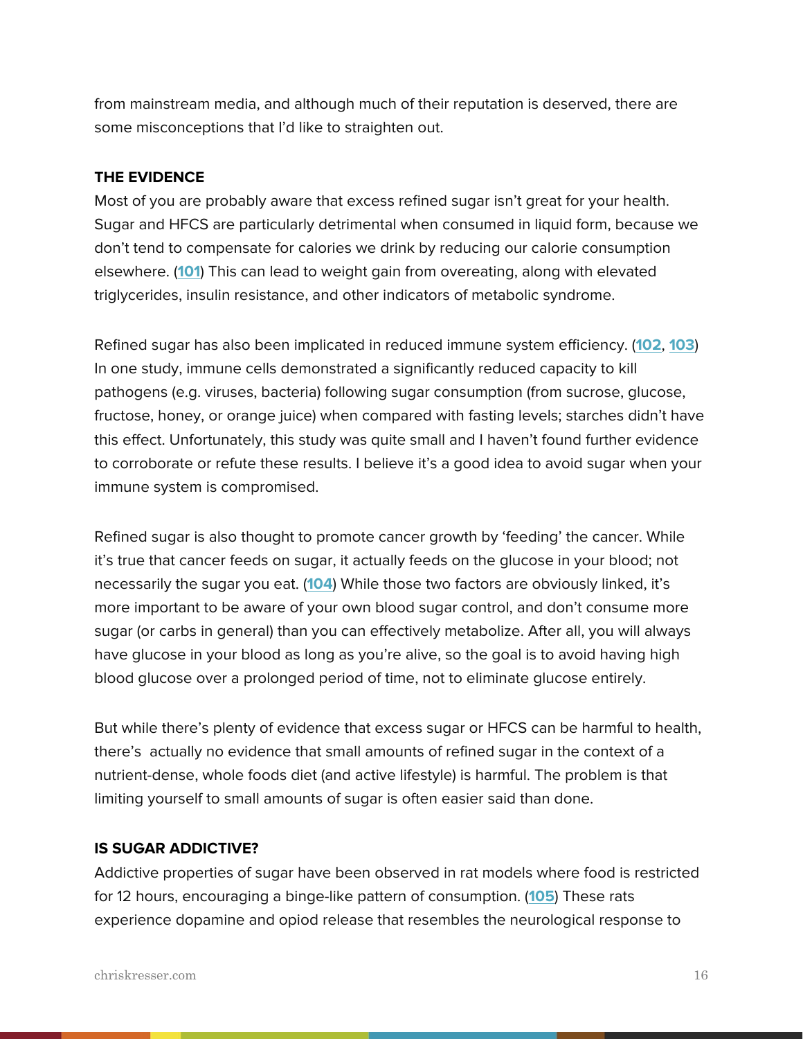from mainstream media, and although much of their reputation is deserved, there are some misconceptions that I'd like to straighten out.

**THE EVIDENCE**

Most of you are probably aware that excess refined sugar isn't great for your health. Sugar and HFCS are particularly detrimental when consumed in liquid form, because we don't tend to compensate for calories we drink by reducing our calorie consumption elsewhere. (**101**) This can lead to weight gain from overeating, along with elevated triglycerides, insulin resistance, and other indicators of metabolic syndrome.

Refined sugar has also been implicated in reduced immune system efficiency. (**102**, **103**) In one study, immune cells demonstrated a significantly reduced capacity to kill pathogens (e.g. viruses, bacteria) following sugar consumption (from sucrose, glucose, fructose, honey, or orange juice) when compared with fasting levels; starches didn't have this effect. Unfortunately, this study was quite small and I haven't found further evidence to corroborate or refute these results. I believe it's a good idea to avoid sugar when your immune system is compromised.

Refined sugar is also thought to promote cancer growth by 'feeding' the cancer. While it's true that cancer feeds on sugar, it actually feeds on the glucose in your blood; not necessarily the sugar you eat. (**104**) While those two factors are obviously linked, it's more important to be aware of your own blood sugar control, and don't consume more sugar (or carbs in general) than you can effectively metabolize. After all, you will always have glucose in your blood as long as you're alive, so the goal is to avoid having high blood glucose over a prolonged period of time, not to eliminate glucose entirely.

But while there's plenty of evidence that excess sugar or HFCS can be harmful to health, there's actually no evidence that small amounts of refined sugar in the context of a nutrient-dense, whole foods diet (and active lifestyle) is harmful. The problem is that limiting yourself to small amounts of sugar is often easier said than done.

**IS SUGAR ADDICTIVE?**

Addictive properties of sugar have been observed in rat models where food is restricted for 12 hours, encouraging a binge-like pattern of consumption. (**105**) These rats experience dopamine and opiod release that resembles the neurological response to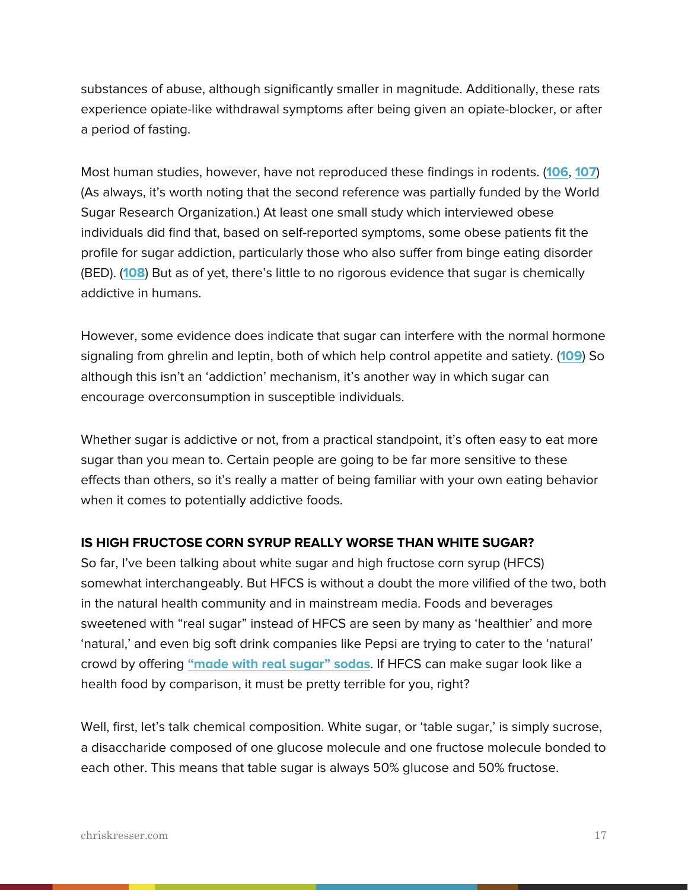substances of abuse, although significantly smaller in magnitude. Additionally, these rats experience opiate-like withdrawal symptoms after being given an opiate-blocker, or after a period of fasting.

Most human studies, however, have not reproduced these findings in rodents. (**106**, **107**) (As always, it's worth noting that the second reference was partially funded by the World Sugar Research Organization.) At least one small study which interviewed obese individuals did find that, based on self-reported symptoms, some obese patients fit the profile for sugar addiction, particularly those who also suffer from binge eating disorder (BED). (**108**) But as of yet, there's little to no rigorous evidence that sugar is chemically addictive in humans.

However, some evidence does indicate that sugar can interfere with the normal hormone signaling from ghrelin and leptin, both of which help control appetite and satiety. (**109**) So although this isn't an 'addiction' mechanism, it's another way in which sugar can encourage overconsumption in susceptible individuals.

Whether sugar is addictive or not, from a practical standpoint, it's often easy to eat more sugar than you mean to. Certain people are going to be far more sensitive to these effects than others, so it's really a matter of being familiar with your own eating behavior when it comes to potentially addictive foods.

### IS HIGH FRUCTOSE CORN SYRUP REALLY WORSE THAN WHITE SUGAR?

So far, I've been talking about white sugar and high fructose corn syrup (HFCS) somewhat interchangeably. But HFCS is without a doubt the more vilified of the two, both in the natural health community and in mainstream media. Foods and beverages sweetened with "real sugar" instead of HFCS are seen by many as 'healthier' and more 'natural,' and even big soft drink companies like Pepsi are trying to cater to the 'natural' crowd by offering **"made with real sugar" sodas**. If HFCS can make sugar look like a health food by comparison, it must be pretty terrible for you, right?

Well, first, let's talk chemical composition. White sugar, or 'table sugar,' is simply sucrose, a disaccharide composed of one glucose molecule and one fructose molecule bonded to each other. This means that table sugar is always 50% glucose and 50% fructose.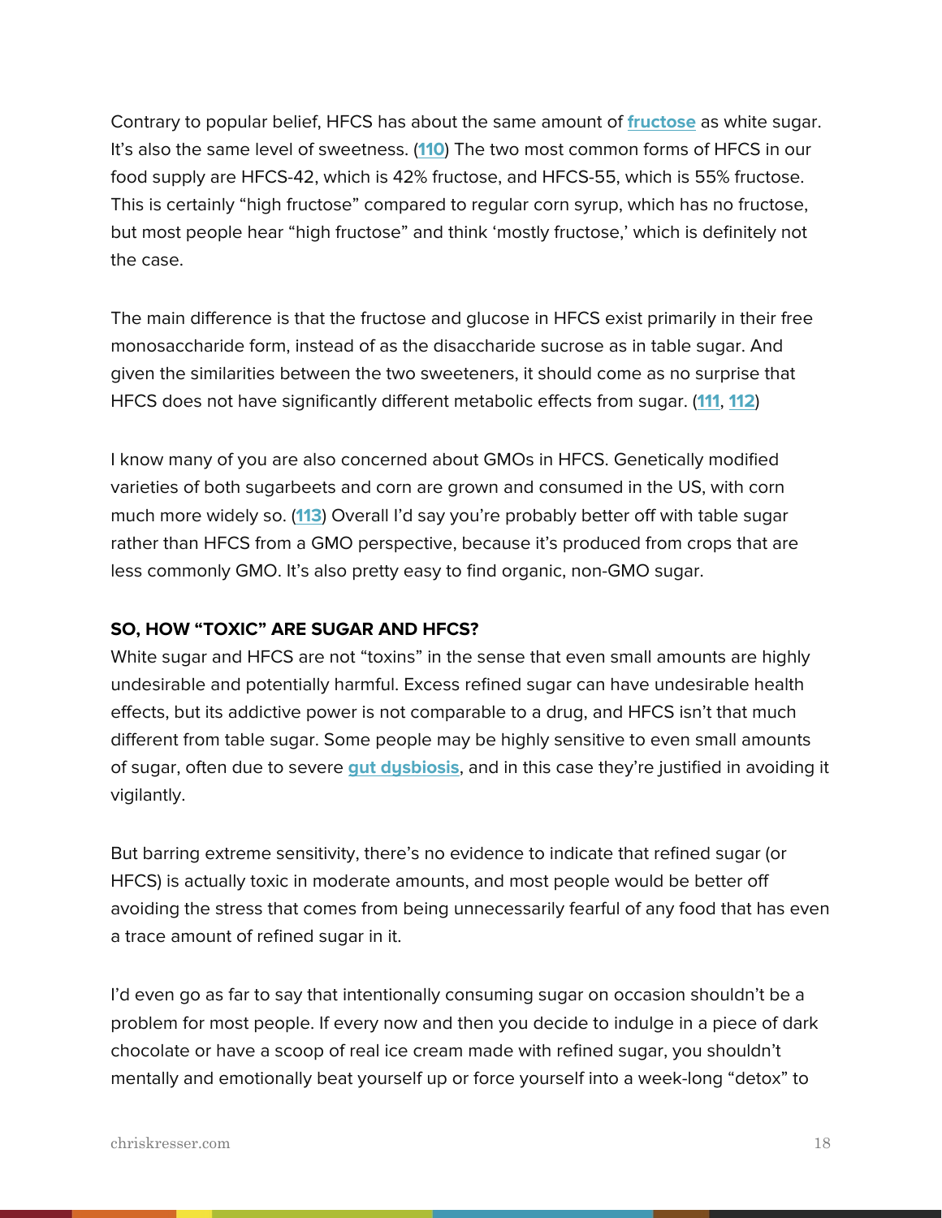Contrary to popular belief, HFCS has about the same amount of **fructose** as white sugar. It's also the same level of sweetness. (**110**) The two most common forms of HFCS in our food supply are HFCS-42, which is 42% fructose, and HFCS-55, which is 55% fructose. This is certainly "high fructose" compared to regular corn syrup, which has no fructose, but most people hear "high fructose" and think 'mostly fructose,' which is definitely not the case.

The main difference is that the fructose and glucose in HFCS exist primarily in their free monosaccharide form, instead of as the disaccharide sucrose as in table sugar. And given the similarities between the two sweeteners, it should come as no surprise that HFCS does not have significantly different metabolic effects from sugar. (**111**, **112**)

I know many of you are also concerned about GMOs in HFCS. Genetically modified varieties of both sugarbeets and corn are grown and consumed in the US, with corn much more widely so. (**113**) Overall I'd say you're probably better off with table sugar rather than HFCS from a GMO perspective, because it's produced from crops that are less commonly GMO. It's also pretty easy to find organic, non-GMO sugar.

### SO, HOW "TOXIC" ARE SUGAR AND HFCS?

White sugar and HFCS are not "toxins" in the sense that even small amounts are highly undesirable and potentially harmful. Excess refined sugar can have undesirable health effects, but its addictive power is not comparable to a drug, and HFCS isn't that much different from table sugar. Some people may be highly sensitive to even small amounts of sugar, often due to severe **gut dysbiosis**, and in this case they're justified in avoiding it vigilantly.

But barring extreme sensitivity, there's no evidence to indicate that refined sugar (or HFCS) is actually toxic in moderate amounts, and most people would be better off avoiding the stress that comes from being unnecessarily fearful of any food that has even a trace amount of refined sugar in it.

I'd even go as far to say that intentionally consuming sugar on occasion shouldn't be a problem for most people. If every now and then you decide to indulge in a piece of dark chocolate or have a scoop of real ice cream made with refined sugar, you shouldn't mentally and emotionally beat yourself up or force yourself into a week-long "detox" to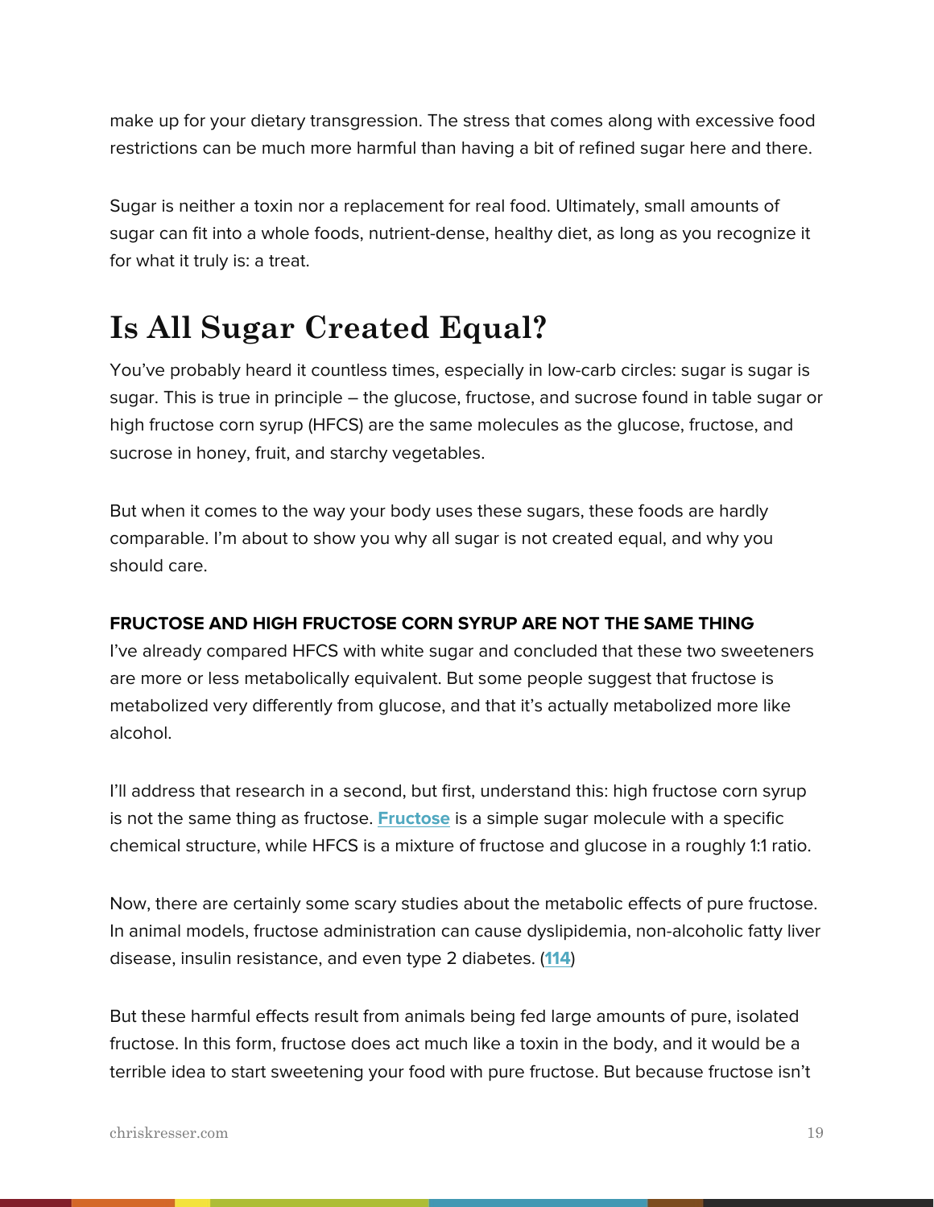make up for your dietary transgression. The stress that comes along with excessive food restrictions can be much more harmful than having a bit of refined sugar here and there.

Sugar is neither a toxin nor a replacement for real food. Ultimately, small amounts of sugar can fit into a whole foods, nutrient-dense, healthy diet, as long as you recognize it for what it truly is: a treat.

# Is All Sugar Created Equal?

You've probably heard it countless times, especially in low-carb circles: sugar is sugar is sugar. This is true in principle – the glucose, fructose, and sucrose found in table sugar or high fructose corn syrup (HFCS) are the same molecules as the glucose, fructose, and sucrose in honey, fruit, and starchy vegetables.

But when it comes to the way your body uses these sugars, these foods are hardly comparable. I'm about to show you why all sugar is not created equal, and why you should care.

**FRUCTOSE AND HIGH FRUCTOSE CORN SYRUP ARE NOT THE SAME THING**

I've already compared HFCS with white sugar and concluded that these two sweeteners are more or less metabolically equivalent. But some people suggest that fructose is metabolized very differently from glucose, and that it's actually metabolized more like alcohol.

I'll address that research in a second, but first, understand this: high fructose corn syrup is not the same thing as fructose. **Fructose** is a simple sugar molecule with a specific chemical structure, while HFCS is a mixture of fructose and glucose in a roughly 1:1 ratio.

Now, there are certainly some scary studies about the metabolic effects of pure fructose. In animal models, fructose administration can cause dyslipidemia, non-alcoholic fatty liver disease, insulin resistance, and even type 2 diabetes. (**114**)

But these harmful effects result from animals being fed large amounts of pure, isolated fructose. In this form, fructose does act much like a toxin in the body, and it would be a terrible idea to start sweetening your food with pure fructose. But because fructose isn't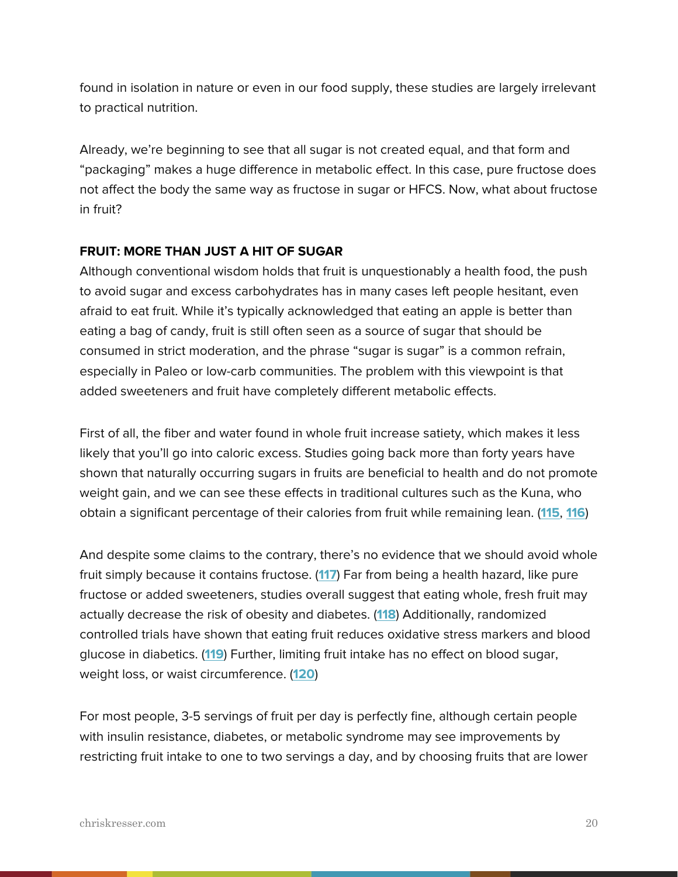found in isolation in nature or even in our food supply, these studies are largely irrelevant to practical nutrition.

Already, we're beginning to see that all sugar is not created equal, and that form and "packaging" makes a huge difference in metabolic effect. In this case, pure fructose does not affect the body the same way as fructose in sugar or HFCS. Now, what about fructose in fruit?

**FRUIT: MORE THAN JUST A HIT OF SUGAR**

Although conventional wisdom holds that fruit is unquestionably a health food, the push to avoid sugar and excess carbohydrates has in many cases left people hesitant, even afraid to eat fruit. While it's typically acknowledged that eating an apple is better than eating a bag of candy, fruit is still often seen as a source of sugar that should be consumed in strict moderation, and the phrase "sugar is sugar" is a common refrain, especially in Paleo or low-carb communities. The problem with this viewpoint is that added sweeteners and fruit have completely different metabolic effects.

First of all, the fiber and water found in whole fruit increase satiety, which makes it less likely that you'll go into caloric excess. Studies going back more than forty years have shown that naturally occurring sugars in fruits are beneficial to health and do not promote weight gain, and we can see these effects in traditional cultures such as the Kuna, who obtain a significant percentage of their calories from fruit while remaining lean. (**115**, **116**)

And despite some claims to the contrary, there's no evidence that we should avoid whole fruit simply because it contains fructose. (**117**) Far from being a health hazard, like pure fructose or added sweeteners, studies overall suggest that eating whole, fresh fruit may actually decrease the risk of obesity and diabetes. (**118**) Additionally, randomized controlled trials have shown that eating fruit reduces oxidative stress markers and blood glucose in diabetics. (**119**) Further, limiting fruit intake has no effect on blood sugar, weight loss, or waist circumference. (**120**)

For most people, 3-5 servings of fruit per day is perfectly fine, although certain people with insulin resistance, diabetes, or metabolic syndrome may see improvements by restricting fruit intake to one to two servings a day, and by choosing fruits that are lower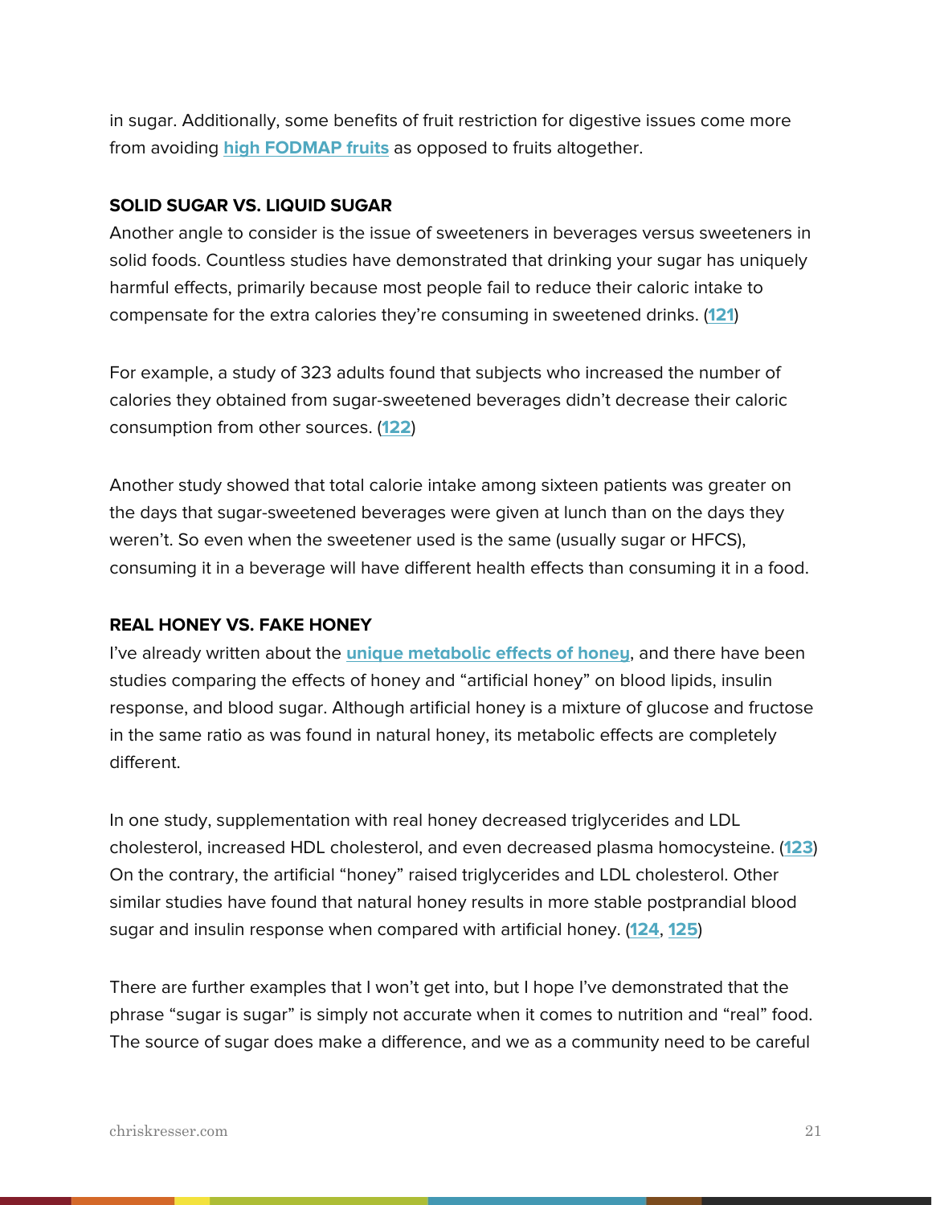in sugar. Additionally, some benefits of fruit restriction for digestive issues come more from avoiding **high FODMAP fruits** as opposed to fruits altogether.

**SOLID SUGAR VS. LIQUID SUGAR**

Another angle to consider is the issue of sweeteners in beverages versus sweeteners in solid foods. Countless studies have demonstrated that drinking your sugar has uniquely harmful effects, primarily because most people fail to reduce their caloric intake to compensate for the extra calories they're consuming in sweetened drinks. (**121**)

For example, a study of 323 adults found that subjects who increased the number of calories they obtained from sugar-sweetened beverages didn't decrease their caloric consumption from other sources. (**122**)

Another study showed that total calorie intake among sixteen patients was greater on the days that sugar-sweetened beverages were given at lunch than on the days they weren't. So even when the sweetener used is the same (usually sugar or HFCS), consuming it in a beverage will have different health effects than consuming it in a food.

**REAL HONEY VS. FAKE HONEY**

I've already written about the **unique metabolic effects of honey**, and there have been studies comparing the effects of honey and "artificial honey" on blood lipids, insulin response, and blood sugar. Although artificial honey is a mixture of glucose and fructose in the same ratio as was found in natural honey, its metabolic effects are completely different.

In one study, supplementation with real honey decreased triglycerides and LDL cholesterol, increased HDL cholesterol, and even decreased plasma homocysteine. (**123**) On the contrary, the artificial "honey" raised triglycerides and LDL cholesterol. Other similar studies have found that natural honey results in more stable postprandial blood sugar and insulin response when compared with artificial honey. (**124**, **125**)

There are further examples that I won't get into, but I hope I've demonstrated that the phrase "sugar is sugar" is simply not accurate when it comes to nutrition and "real" food. The source of sugar does make a difference, and we as a community need to be careful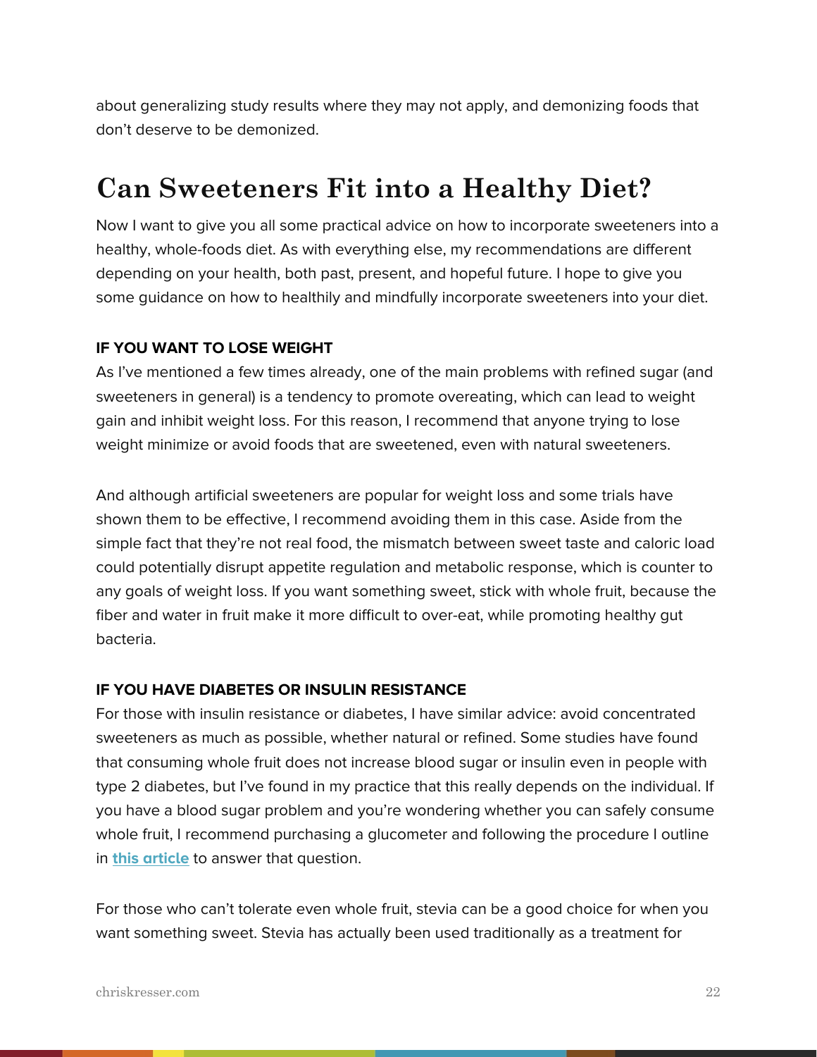about generalizing study results where they may not apply, and demonizing foods that don't deserve to be demonized.

## Can Sweeteners Fit into a Healthy Diet?

Now I want to give you all some practical advice on how to incorporate sweeteners into a healthy, whole-foods diet. As with everything else, my recommendations are different depending on your health, both past, present, and hopeful future. I hope to give you some guidance on how to healthily and mindfully incorporate sweeteners into your diet.

**IF YOU WANT TO LOSE WEIGHT**

As I've mentioned a few times already, one of the main problems with refined sugar (and sweeteners in general) is a tendency to promote overeating, which can lead to weight gain and inhibit weight loss. For this reason, I recommend that anyone trying to lose weight minimize or avoid foods that are sweetened, even with natural sweeteners.

And although artificial sweeteners are popular for weight loss and some trials have shown them to be effective, I recommend avoiding them in this case. Aside from the simple fact that they're not real food, the mismatch between sweet taste and caloric load could potentially disrupt appetite regulation and metabolic response, which is counter to any goals of weight loss. If you want something sweet, stick with whole fruit, because the fiber and water in fruit make it more difficult to over-eat, while promoting healthy gut bacteria.

**IF YOU HAVE DIABETES OR INSULIN RESISTANCE**

For those with insulin resistance or diabetes, I have similar advice: avoid concentrated sweeteners as much as possible, whether natural or refined. Some studies have found that consuming whole fruit does not increase blood sugar or insulin even in people with type 2 diabetes, but I've found in my practice that this really depends on the individual. If you have a blood sugar problem and you're wondering whether you can safely consume whole fruit, I recommend purchasing a glucometer and following the procedure I outline in **this article** to answer that question.

For those who can't tolerate even whole fruit, stevia can be a good choice for when you want something sweet. Stevia has actually been used traditionally as a treatment for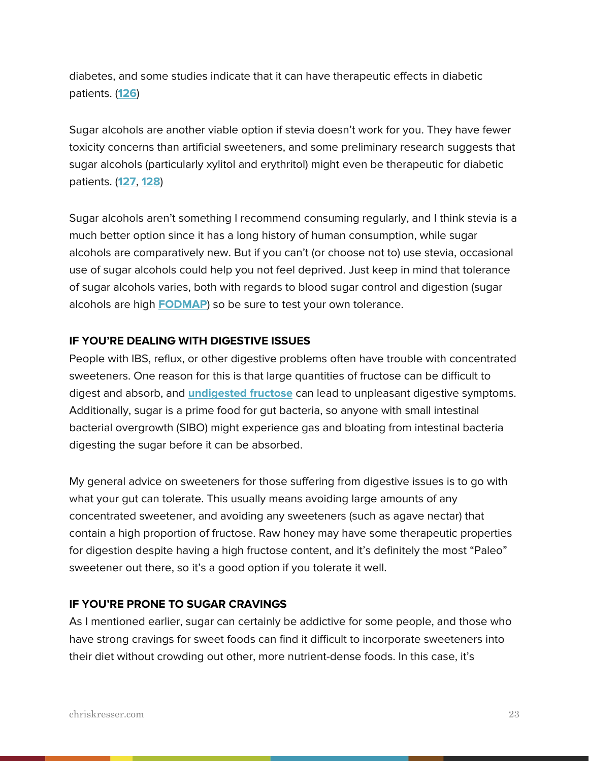diabetes, and some studies indicate that it can have therapeutic effects in diabetic patients. (**126**)

Sugar alcohols are another viable option if stevia doesn't work for you. They have fewer toxicity concerns than artificial sweeteners, and some preliminary research suggests that sugar alcohols (particularly xylitol and erythritol) might even be therapeutic for diabetic patients. (**127**, **128**)

Sugar alcohols aren't something I recommend consuming regularly, and I think stevia is a much better option since it has a long history of human consumption, while sugar alcohols are comparatively new. But if you can't (or choose not to) use stevia, occasional use of sugar alcohols could help you not feel deprived. Just keep in mind that tolerance of sugar alcohols varies, both with regards to blood sugar control and digestion (sugar alcohols are high **FODMAP**) so be sure to test your own tolerance.

**IF YOU'RE DEALING WITH DIGESTIVE ISSUES**

People with IBS, reflux, or other digestive problems often have trouble with concentrated sweeteners. One reason for this is that large quantities of fructose can be difficult to digest and absorb, and **undigested fructose** can lead to unpleasant digestive symptoms. Additionally, sugar is a prime food for gut bacteria, so anyone with small intestinal bacterial overgrowth (SIBO) might experience gas and bloating from intestinal bacteria digesting the sugar before it can be absorbed.

My general advice on sweeteners for those suffering from digestive issues is to go with what your gut can tolerate. This usually means avoiding large amounts of any concentrated sweetener, and avoiding any sweeteners (such as agave nectar) that contain a high proportion of fructose. Raw honey may have some therapeutic properties for digestion despite having a high fructose content, and it's definitely the most "Paleo" sweetener out there, so it's a good option if you tolerate it well.

**IF YOU'RE PRONE TO SUGAR CRAVINGS**

As I mentioned earlier, sugar can certainly be addictive for some people, and those who have strong cravings for sweet foods can find it difficult to incorporate sweeteners into their diet without crowding out other, more nutrient-dense foods. In this case, it's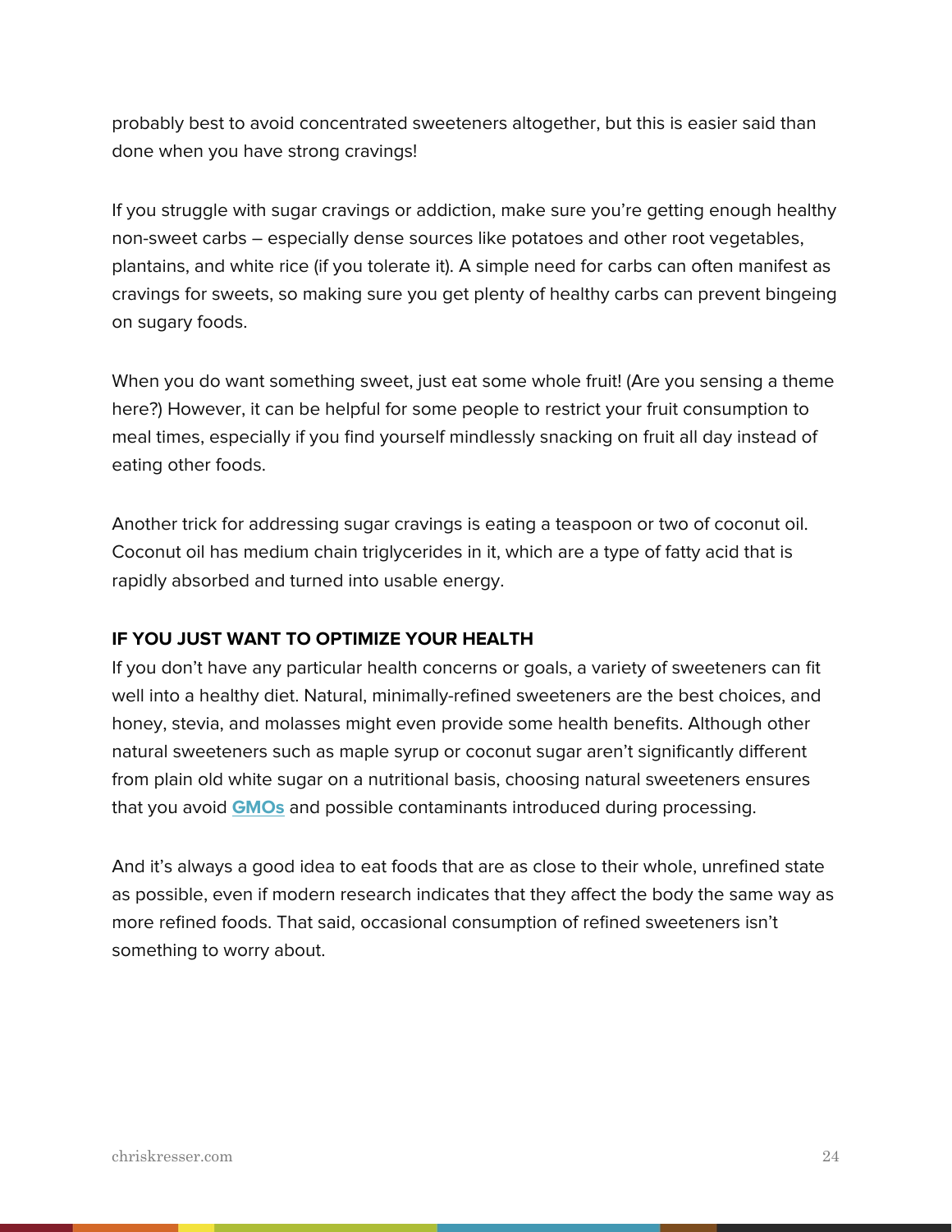probably best to avoid concentrated sweeteners altogether, but this is easier said than done when you have strong cravings!

If you struggle with sugar cravings or addiction, make sure you're getting enough healthy non-sweet carbs – especially dense sources like potatoes and other root vegetables, plantains, and white rice (if you tolerate it). A simple need for carbs can often manifest as cravings for sweets, so making sure you get plenty of healthy carbs can prevent bingeing on sugary foods.

When you do want something sweet, just eat some whole fruit! (Are you sensing a theme here?) However, it can be helpful for some people to restrict your fruit consumption to meal times, especially if you find yourself mindlessly snacking on fruit all day instead of eating other foods.

Another trick for addressing sugar cravings is eating a teaspoon or two of coconut oil. Coconut oil has medium chain triglycerides in it, which are a type of fatty acid that is rapidly absorbed and turned into usable energy.

**IF YOU JUST WANT TO OPTIMIZE YOUR HEALTH**

If you don't have any particular health concerns or goals, a variety of sweeteners can fit well into a healthy diet. Natural, minimally-refined sweeteners are the best choices, and honey, stevia, and molasses might even provide some health benefits. Although other natural sweeteners such as maple syrup or coconut sugar aren't significantly different from plain old white sugar on a nutritional basis, choosing natural sweeteners ensures that you avoid **GMOs** and possible contaminants introduced during processing.

And it's always a good idea to eat foods that are as close to their whole, unrefined state as possible, even if modern research indicates that they affect the body the same way as more refined foods. That said, occasional consumption of refined sweeteners isn't something to worry about.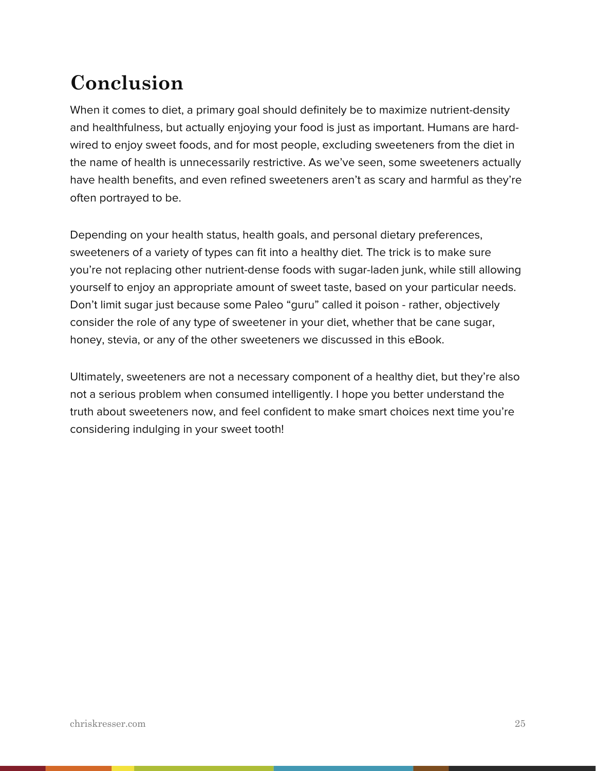# Conclusion

When it comes to diet, a primary goal should definitely be to maximize nutrient-density and healthfulness, but actually enjoying your food is just as important. Humans are hard-wired to enjoy sweet foods, and for most people, excluding sweeteners from the diet in the name of health is unnecessarily restrictive. As we've seen, some sweeteners actually have health benefits, and even refined sweeteners aren't as scary and harmful as they're often portrayed to be.

Depending on your health status, health goals, and personal dietary preferences, sweeteners of a variety of types can fit into a healthy diet. The trick is to make sure you're not replacing other nutrient-dense foods with sugar-laden junk, while still allowing yourself to enjoy an appropriate amount of sweet taste, based on your particular needs. Don't limit sugar just because some Paleo "guru" called it poison - rather, objectively consider the role of any type of sweetener in your diet, whether that be cane sugar, honey, stevia, or any of the other sweeteners we discussed in this eBook.

Ultimately, sweeteners are not a necessary component of a healthy diet, but they're also not a serious problem when consumed intelligently. I hope you better understand the truth about sweeteners now, and feel confident to make smart choices next time you're considering indulging in your sweet tooth!